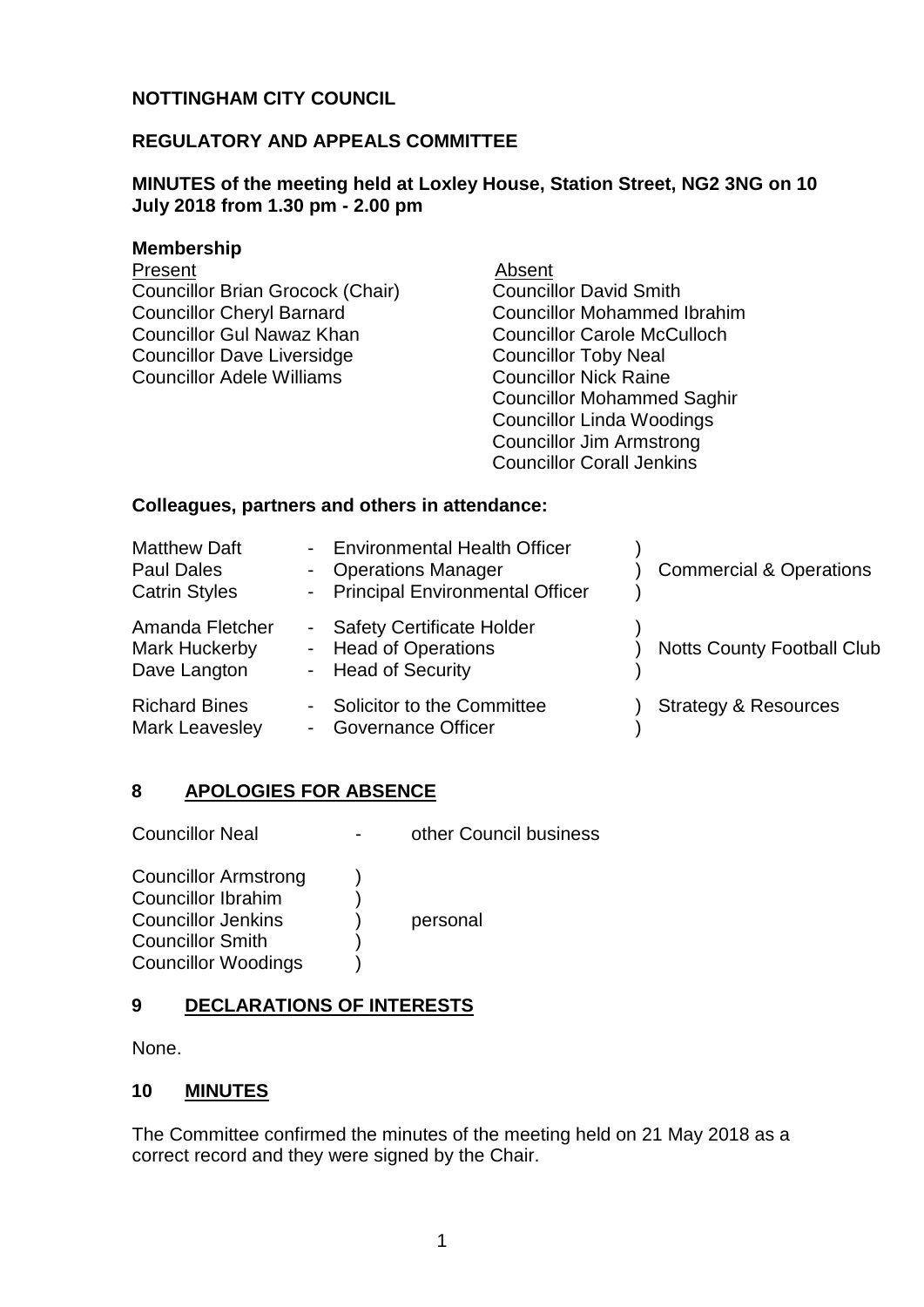**NOTTINGHAM CITY COUNCIL**

**REGULATORY AND APPEALS COMMITTEE**

**MINUTES of the meeting held at Loxley House, Station Street, NG2 3NG on 10 July 2018 from 1.30 pm - 2.00 pm**

**Membership**

| Present | Absent |
|---|---|
| Councillor Brian Grocock (Chair) | Councillor David Smith |
| Councillor Cheryl Barnard | Councillor Mohammed Ibrahim |
| Councillor Gul Nawaz Khan | Councillor Carole McCulloch |
| Councillor Dave Liversidge | Councillor Toby Neal |
| Councillor Adele Williams | Councillor Nick Raine |
| | Councillor Mohammed Saghir |
| | Councillor Linda Woodings |
| | Councillor Jim Armstrong |
| | Councillor Corall Jenkins |

**Colleagues, partners and others in attendance:**

| Name | Role | Organisation |
|---|---|---|
| Matthew Daft | - Environmental Health Officer | Commercial & Operations |
| Paul Dales | - Operations Manager | Commercial & Operations |
| Catrin Styles | - Principal Environmental Officer | Commercial & Operations |
| Amanda Fletcher | - Safety Certificate Holder | Notts County Football Club |
| Mark Huckerby | - Head of Operations | Notts County Football Club |
| Dave Langton | - Head of Security | Notts County Football Club |
| Richard Bines | - Solicitor to the Committee | Strategy & Resources |
| Mark Leavesley | - Governance Officer | Strategy & Resources |

## 8 APOLOGIES FOR ABSENCE

Councillor Neal - other Council business

Councillor Armstrong
Councillor Ibrahim
Councillor Jenkins
Councillor Smith
Councillor Woodings
) personal

## 9 DECLARATIONS OF INTERESTS

None.

## 10 MINUTES

The Committee confirmed the minutes of the meeting held on 21 May 2018 as a correct record and they were signed by the Chair.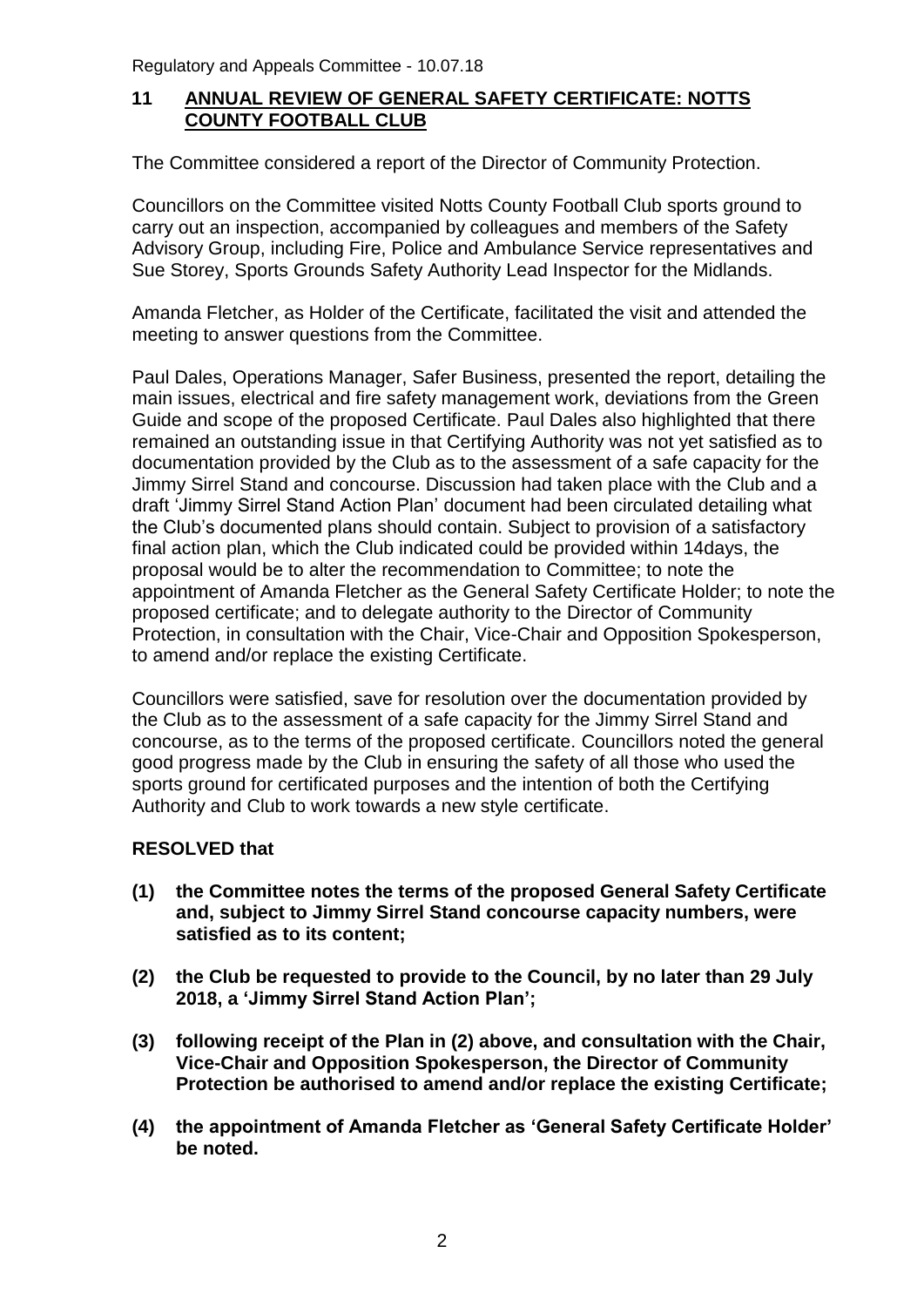## 11 ANNUAL REVIEW OF GENERAL SAFETY CERTIFICATE: NOTTS COUNTY FOOTBALL CLUB

The Committee considered a report of the Director of Community Protection.

Councillors on the Committee visited Notts County Football Club sports ground to carry out an inspection, accompanied by colleagues and members of the Safety Advisory Group, including Fire, Police and Ambulance Service representatives and Sue Storey, Sports Grounds Safety Authority Lead Inspector for the Midlands.

Amanda Fletcher, as Holder of the Certificate, facilitated the visit and attended the meeting to answer questions from the Committee.

Paul Dales, Operations Manager, Safer Business, presented the report, detailing the main issues, electrical and fire safety management work, deviations from the Green Guide and scope of the proposed Certificate. Paul Dales also highlighted that there remained an outstanding issue in that Certifying Authority was not yet satisfied as to documentation provided by the Club as to the assessment of a safe capacity for the Jimmy Sirrel Stand and concourse. Discussion had taken place with the Club and a draft 'Jimmy Sirrel Stand Action Plan' document had been circulated detailing what the Club's documented plans should contain. Subject to provision of a satisfactory final action plan, which the Club indicated could be provided within 14days, the proposal would be to alter the recommendation to Committee; to note the appointment of Amanda Fletcher as the General Safety Certificate Holder; to note the proposed certificate; and to delegate authority to the Director of Community Protection, in consultation with the Chair, Vice-Chair and Opposition Spokesperson, to amend and/or replace the existing Certificate.

Councillors were satisfied, save for resolution over the documentation provided by the Club as to the assessment of a safe capacity for the Jimmy Sirrel Stand and concourse, as to the terms of the proposed certificate. Councillors noted the general good progress made by the Club in ensuring the safety of all those who used the sports ground for certificated purposes and the intention of both the Certifying Authority and Club to work towards a new style certificate.

**RESOLVED that**

**(1) the Committee notes the terms of the proposed General Safety Certificate and, subject to Jimmy Sirrel Stand concourse capacity numbers, were satisfied as to its content;**

**(2) the Club be requested to provide to the Council, by no later than 29 July 2018, a 'Jimmy Sirrel Stand Action Plan';**

**(3) following receipt of the Plan in (2) above, and consultation with the Chair, Vice-Chair and Opposition Spokesperson, the Director of Community Protection be authorised to amend and/or replace the existing Certificate;**

**(4) the appointment of Amanda Fletcher as 'General Safety Certificate Holder' be noted.**